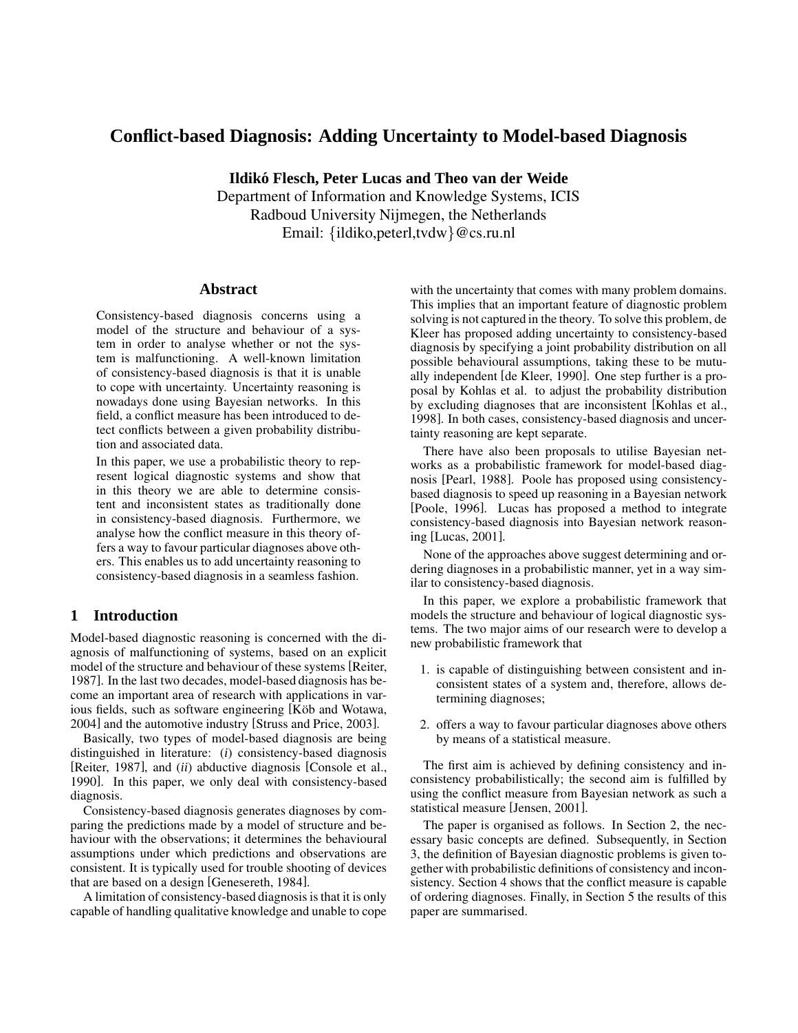# Conflict-based Diagnosis: Adding Uncertainty to Model-based Diagnosis

**Ildikó Flesch, Peter Lucas and Theo van der Weide**
Department of Information and Knowledge Systems, ICIS
Radboud University Nijmegen, the Netherlands
Email: {ildiko,peterl,tvdw}@cs.ru.nl

## Abstract

Consistency-based diagnosis concerns using a model of the structure and behaviour of a system in order to analyse whether or not the system is malfunctioning. A well-known limitation of consistency-based diagnosis is that it is unable to cope with uncertainty. Uncertainty reasoning is nowadays done using Bayesian networks. In this field, a conflict measure has been introduced to detect conflicts between a given probability distribution and associated data.

In this paper, we use a probabilistic theory to represent logical diagnostic systems and show that in this theory we are able to determine consistent and inconsistent states as traditionally done in consistency-based diagnosis. Furthermore, we analyse how the conflict measure in this theory offers a way to favour particular diagnoses above others. This enables us to add uncertainty reasoning to consistency-based diagnosis in a seamless fashion.

## 1 Introduction

Model-based diagnostic reasoning is concerned with the diagnosis of malfunctioning of systems, based on an explicit model of the structure and behaviour of these systems [Reiter, 1987]. In the last two decades, model-based diagnosis has become an important area of research with applications in various fields, such as software engineering [Köb and Wotawa, 2004] and the automotive industry [Struss and Price, 2003].

Basically, two types of model-based diagnosis are being distinguished in literature: (*i*) consistency-based diagnosis [Reiter, 1987], and (*ii*) abductive diagnosis [Console et al., 1990]. In this paper, we only deal with consistency-based diagnosis.

Consistency-based diagnosis generates diagnoses by comparing the predictions made by a model of structure and behaviour with the observations; it determines the behavioural assumptions under which predictions and observations are consistent. It is typically used for trouble shooting of devices that are based on a design [Genesereth, 1984].

A limitation of consistency-based diagnosis is that it is only capable of handling qualitative knowledge and unable to cope with the uncertainty that comes with many problem domains. This implies that an important feature of diagnostic problem solving is not captured in the theory. To solve this problem, de Kleer has proposed adding uncertainty to consistency-based diagnosis by specifying a joint probability distribution on all possible behavioural assumptions, taking these to be mutually independent [de Kleer, 1990]. One step further is a proposal by Kohlas et al. to adjust the probability distribution by excluding diagnoses that are inconsistent [Kohlas et al., 1998]. In both cases, consistency-based diagnosis and uncertainty reasoning are kept separate.

There have also been proposals to utilise Bayesian networks as a probabilistic framework for model-based diagnosis [Pearl, 1988]. Poole has proposed using consistency-based diagnosis to speed up reasoning in a Bayesian network [Poole, 1996]. Lucas has proposed a method to integrate consistency-based diagnosis into Bayesian network reasoning [Lucas, 2001].

None of the approaches above suggest determining and ordering diagnoses in a probabilistic manner, yet in a way similar to consistency-based diagnosis.

In this paper, we explore a probabilistic framework that models the structure and behaviour of logical diagnostic systems. The two major aims of our research were to develop a new probabilistic framework that

1. is capable of distinguishing between consistent and inconsistent states of a system and, therefore, allows determining diagnoses;
2. offers a way to favour particular diagnoses above others by means of a statistical measure.

The first aim is achieved by defining consistency and inconsistency probabilistically; the second aim is fulfilled by using the conflict measure from Bayesian network as such a statistical measure [Jensen, 2001].

The paper is organised as follows. In Section 2, the necessary basic concepts are defined. Subsequently, in Section 3, the definition of Bayesian diagnostic problems is given together with probabilistic definitions of consistency and inconsistency. Section 4 shows that the conflict measure is capable of ordering diagnoses. Finally, in Section 5 the results of this paper are summarised.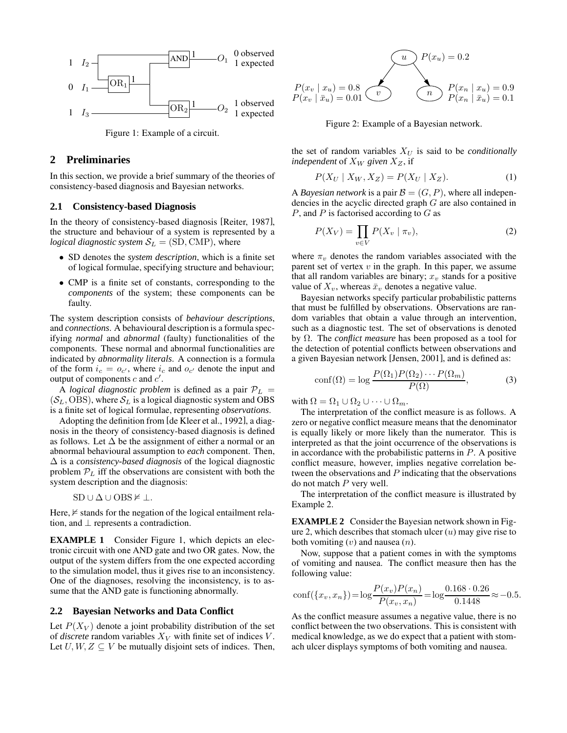Figure 1: Example of a circuit.

## 2 Preliminaries

In this section, we provide a brief summary of the theories of consistency-based diagnosis and Bayesian networks.

### 2.1 Consistency-based Diagnosis

In the theory of consistency-based diagnosis [Reiter, 1987], the structure and behaviour of a system is represented by a *logical diagnostic system* $\mathcal{S}_L = (\text{SD}, \text{CMP})$, where

- SD denotes the *system description*, which is a finite set of logical formulae, specifying structure and behaviour;
- CMP is a finite set of constants, corresponding to the *components* of the system; these components can be faulty.

The system description consists of *behaviour descriptions*, and *connections*. A behavioural description is a formula specifying *normal* and *abnormal* (faulty) functionalities of the components. These normal and abnormal functionalities are indicated by *abnormality literals*. A connection is a formula of the form $i_c = o_{c'}$, where $i_c$ and $o_{c'}$ denote the input and output of components $c$ and $c'$.

A *logical diagnostic problem* is defined as a pair $\mathcal{P}_L = (\mathcal{S}_L, \text{OBS})$, where $\mathcal{S}_L$ is a logical diagnostic system and OBS is a finite set of logical formulae, representing *observations*.

Adopting the definition from [de Kleer et al., 1992], a diagnosis in the theory of consistency-based diagnosis is defined as follows. Let $\Delta$ be the assignment of either a normal or an abnormal behavioural assumption to *each* component. Then, $\Delta$ is a *consistency-based diagnosis* of the logical diagnostic problem $\mathcal{P}_L$ iff the observations are consistent with both the system description and the diagnosis:

$$\text{SD} \cup \Delta \cup \text{OBS} \nvDash \bot.$$

Here, $\nvDash$ stands for the negation of the logical entailment relation, and $\bot$ represents a contradiction.

**EXAMPLE 1** Consider Figure 1, which depicts an electronic circuit with one AND gate and two OR gates. Now, the output of the system differs from the one expected according to the simulation model, thus it gives rise to an inconsistency. One of the diagnoses, resolving the inconsistency, is to assume that the AND gate is functioning abnormally.

### 2.2 Bayesian Networks and Data Conflict

Let $P(X_V)$ denote a joint probability distribution of the set of *discrete* random variables $X_V$ with finite set of indices $V$. Let $U, W, Z \subseteq V$ be mutually disjoint sets of indices. Then, the set of random variables $X_U$ is said to be *conditionally independent* of $X_W$ *given* $X_Z$, if

$$P(X_U \mid X_W, X_Z) = P(X_U \mid X_Z). \tag{1}$$

A *Bayesian network* is a pair $\mathcal{B} = (G, P)$, where all independencies in the acyclic directed graph $G$ are also contained in $P$, and $P$ is factorised according to $G$ as

$$P(X_V) = \prod_{v \in V} P(X_v \mid \pi_v), \tag{2}$$

where $\pi_v$ denotes the random variables associated with the parent set of vertex $v$ in the graph. In this paper, we assume that all random variables are binary; $x_v$ stands for a positive value of $X_v$, whereas $\bar{x}_v$ denotes a negative value.

Bayesian networks specify particular probabilistic patterns that must be fulfilled by observations. Observations are random variables that obtain a value through an intervention, such as a diagnostic test. The set of observations is denoted by $\Omega$. The *conflict measure* has been proposed as a tool for the detection of potential conflicts between observations and a given Bayesian network [Jensen, 2001], and is defined as:

$$\text{conf}(\Omega) = \log \frac{P(\Omega_1)P(\Omega_2)\cdots P(\Omega_m)}{P(\Omega)}, \tag{3}$$

with $\Omega = \Omega_1 \cup \Omega_2 \cup \cdots \cup \Omega_m$.

The interpretation of the conflict measure is as follows. A zero or negative conflict measure means that the denominator is equally likely or more likely than the numerator. This is interpreted as that the joint occurrence of the observations is in accordance with the probabilistic patterns in $P$. A positive conflict measure, however, implies negative correlation between the observations and $P$ indicating that the observations do not match $P$ very well.

The interpretation of the conflict measure is illustrated by Example 2.

Figure 2: Example of a Bayesian network.

**EXAMPLE 2** Consider the Bayesian network shown in Figure 2, which describes that stomach ulcer ($u$) may give rise to both vomiting ($v$) and nausea ($n$).

Now, suppose that a patient comes in with the symptoms of vomiting and nausea. The conflict measure then has the following value:

$$\text{conf}(\{x_v, x_n\}) = \log \frac{P(x_v)P(x_n)}{P(x_v, x_n)} = \log \frac{0.168 \cdot 0.26}{0.1448} \approx -0.5.$$

As the conflict measure assumes a negative value, there is no conflict between the two observations. This is consistent with medical knowledge, as we do expect that a patient with stomach ulcer displays symptoms of both vomiting and nausea.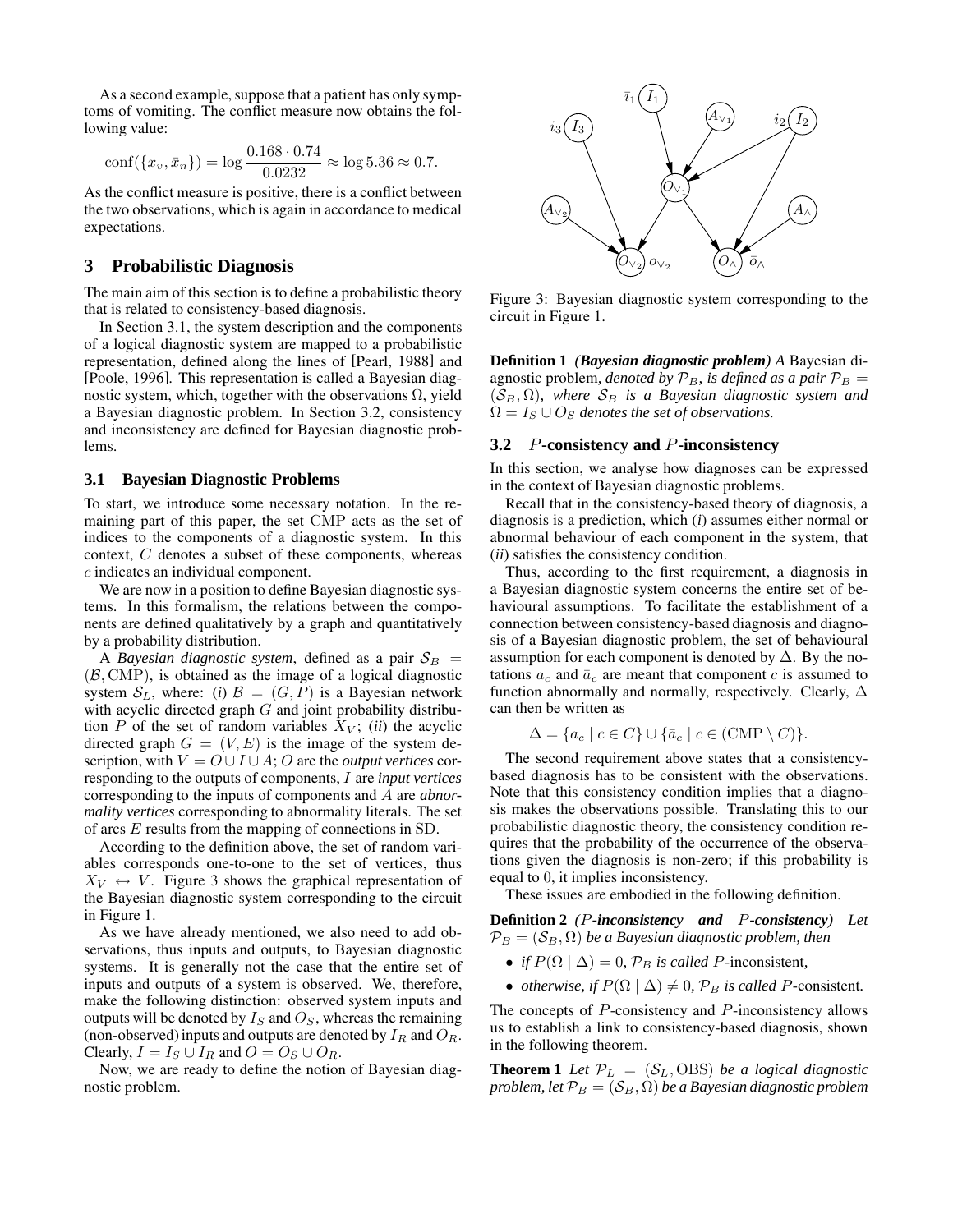As a second example, suppose that a patient has only symptoms of vomiting. The conflict measure now obtains the following value:

$$\text{conf}(\{x_v, \bar{x}_n\}) = \log \frac{0.168 \cdot 0.74}{0.0232} \approx \log 5.36 \approx 0.7.$$

As the conflict measure is positive, there is a conflict between the two observations, which is again in accordance to medical expectations.

## 3 Probabilistic Diagnosis

The main aim of this section is to define a probabilistic theory that is related to consistency-based diagnosis.

In Section 3.1, the system description and the components of a logical diagnostic system are mapped to a probabilistic representation, defined along the lines of [Pearl, 1988] and [Poole, 1996]. This representation is called a Bayesian diagnostic system, which, together with the observations $\Omega$, yield a Bayesian diagnostic problem. In Section 3.2, consistency and inconsistency are defined for Bayesian diagnostic problems.

### 3.1 Bayesian Diagnostic Problems

To start, we introduce some necessary notation. In the remaining part of this paper, the set CMP acts as the set of indices to the components of a diagnostic system. In this context, $C$ denotes a subset of these components, whereas $c$ indicates an individual component.

We are now in a position to define Bayesian diagnostic systems. In this formalism, the relations between the components are defined qualitatively by a graph and quantitatively by a probability distribution.

A *Bayesian diagnostic system*, defined as a pair $\mathcal{S}_B = (\mathcal{B}, \text{CMP})$, is obtained as the image of a logical diagnostic system $\mathcal{S}_L$, where: (*i*) $\mathcal{B} = (G, P)$ is a Bayesian network with acyclic directed graph $G$ and joint probability distribution $P$ of the set of random variables $X_V$; (*ii*) the acyclic directed graph $G = (V, E)$ is the image of the system description, with $V = O \cup I \cup A$; $O$ are the *output vertices* corresponding to the outputs of components, $I$ are *input vertices* corresponding to the inputs of components and $A$ are *abnormality vertices* corresponding to abnormality literals. The set of arcs $E$ results from the mapping of connections in SD.

According to the definition above, the set of random variables corresponds one-to-one to the set of vertices, thus $X_V \leftrightarrow V$. Figure 3 shows the graphical representation of the Bayesian diagnostic system corresponding to the circuit in Figure 1.

As we have already mentioned, we also need to add observations, thus inputs and outputs, to Bayesian diagnostic systems. It is generally not the case that the entire set of inputs and outputs of a system is observed. We, therefore, make the following distinction: observed system inputs and outputs will be denoted by $I_S$ and $O_S$, whereas the remaining (non-observed) inputs and outputs are denoted by $I_R$ and $O_R$. Clearly, $I = I_S \cup I_R$ and $O = O_S \cup O_R$.

Now, we are ready to define the notion of Bayesian diagnostic problem.

Figure 3: Bayesian diagnostic system corresponding to the circuit in Figure 1.

**Definition 1** ***(Bayesian diagnostic problem)*** *A* Bayesian diagnostic problem*, denoted by $\mathcal{P}_B$, is defined as a pair $\mathcal{P}_B = (\mathcal{S}_B, \Omega)$, where $\mathcal{S}_B$ is a Bayesian diagnostic system and $\Omega = I_S \cup O_S$ denotes the set of observations.*

### 3.2 $P$-consistency and $P$-inconsistency

In this section, we analyse how diagnoses can be expressed in the context of Bayesian diagnostic problems.

Recall that in the consistency-based theory of diagnosis, a diagnosis is a prediction, which (*i*) assumes either normal or abnormal behaviour of each component in the system, that (*ii*) satisfies the consistency condition.

Thus, according to the first requirement, a diagnosis in a Bayesian diagnostic system concerns the entire set of behaviour assumptions. To facilitate the establishment of a connection between consistency-based diagnosis and diagnosis of a Bayesian diagnostic problem, the set of behavioural assumption for each component is denoted by $\Delta$. By the notations $a_c$ and $\bar{a}_c$ are meant that component $c$ is assumed to function abnormally and normally, respectively. Clearly, $\Delta$ can then be written as

$$\Delta = \{a_c \mid c \in C\} \cup \{\bar{a}_c \mid c \in (\text{CMP} \setminus C)\}.$$

The second requirement above states that a consistency-based diagnosis has to be consistent with the observations. Note that this consistency condition implies that a diagnosis makes the observations possible. Translating this to our probabilistic diagnostic theory, the consistency condition requires that the probability of the occurrence of the observations given the diagnosis is non-zero; if this probability is equal to 0, it implies inconsistency.

These issues are embodied in the following definition.

**Definition 2** ***($P$-inconsistency and $P$-consistency)*** *Let $\mathcal{P}_B = (\mathcal{S}_B, \Omega)$ be a Bayesian diagnostic problem, then*

- *if $P(\Omega \mid \Delta) = 0$, $\mathcal{P}_B$ is called $P$-*inconsistent*,*
- *otherwise, if $P(\Omega \mid \Delta) \neq 0$, $\mathcal{P}_B$ is called $P$-*consistent*.*

The concepts of $P$-consistency and $P$-inconsistency allows us to establish a link to consistency-based diagnosis, shown in the following theorem.

**Theorem 1** *Let $\mathcal{P}_L = (\mathcal{S}_L, \text{OBS})$ be a logical diagnostic problem, let $\mathcal{P}_B = (\mathcal{S}_B, \Omega)$ be a Bayesian diagnostic problem*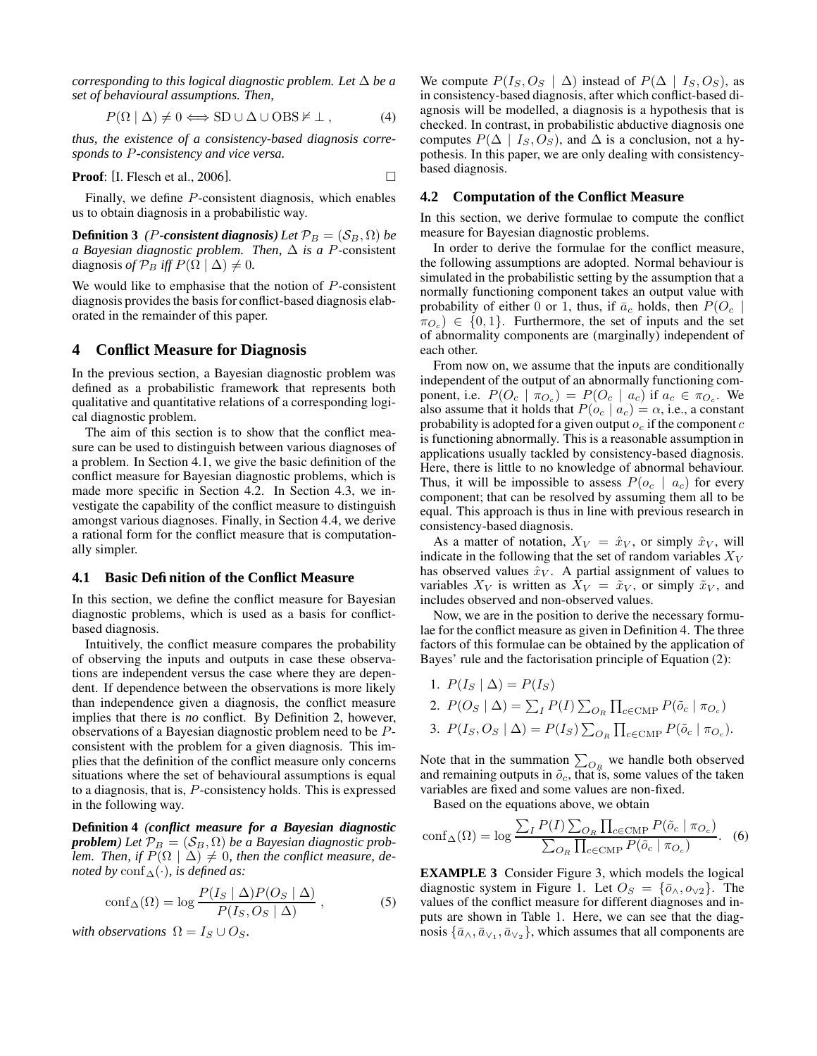*corresponding to this logical diagnostic problem. Let $\Delta$ be a set of behavioural assumptions. Then,*

$$P(\Omega \mid \Delta) \neq 0 \Longleftrightarrow \mathrm{SD} \cup \Delta \cup \mathrm{OBS} \nvDash \bot \,, \qquad (4)$$

*thus, the existence of a consistency-based diagnosis corresponds to $P$-consistency and vice versa.*

**Proof**: [I. Flesch et al., 2006]. □

Finally, we define $P$-consistent diagnosis, which enables us to obtain diagnosis in a probabilistic way.

**Definition 3** *($P$-consistent diagnosis) Let $\mathcal{P}_B = (\mathcal{S}_B, \Omega)$ be a Bayesian diagnostic problem. Then, $\Delta$ is a $P$-consistent diagnosis of $\mathcal{P}_B$ iff $P(\Omega \mid \Delta) \neq 0$.*

We would like to emphasise that the notion of $P$-consistent diagnosis provides the basis for conflict-based diagnosis elaborated in the remainder of this paper.

## 4 Conflict Measure for Diagnosis

In the previous section, a Bayesian diagnostic problem was defined as a probabilistic framework that represents both qualitative and quantitative relations of a corresponding logical diagnostic problem.

The aim of this section is to show that the conflict measure can be used to distinguish between various diagnoses of a problem. In Section 4.1, we give the basic definition of the conflict measure for Bayesian diagnostic problems, which is made more specific in Section 4.2. In Section 4.3, we investigate the capability of the conflict measure to distinguish amongst various diagnoses. Finally, in Section 4.4, we derive a rational form for the conflict measure that is computationally simpler.

### 4.1 Basic Definition of the Conflict Measure

In this section, we define the conflict measure for Bayesian diagnostic problems, which is used as a basis for conflict-based diagnosis.

Intuitively, the conflict measure compares the probability of observing the inputs and outputs in case these observations are independent versus the case where they are dependent. If dependence between the observations is more likely than independence given a diagnosis, the conflict measure implies that there is *no* conflict. By Definition 2, however, observations of a Bayesian diagnostic problem need to be $P$-consistent with the problem for a given diagnosis. This implies that the definition of the conflict measure only concerns situations where the set of behavioural assumptions is equal to a diagnosis, that is, $P$-consistency holds. This is expressed in the following way.

**Definition 4** *(conflict measure for a Bayesian diagnostic problem) Let $\mathcal{P}_B = (\mathcal{S}_B, \Omega)$ be a Bayesian diagnostic problem. Then, if $P(\Omega \mid \Delta) \neq 0$, then the conflict measure, denoted by $\mathrm{conf}_\Delta(\cdot)$, is defined as:*

$$\mathrm{conf}_\Delta(\Omega) = \log \frac{P(I_S \mid \Delta) P(O_S \mid \Delta)}{P(I_S, O_S \mid \Delta)} \,, \qquad (5)$$

*with observations $\Omega = I_S \cup O_S$.*

We compute $P(I_S, O_S \mid \Delta)$ instead of $P(\Delta \mid I_S, O_S)$, as in consistency-based diagnosis, after which conflict-based diagnosis will be modelled, a diagnosis is a hypothesis that is checked. In contrast, in probabilistic abductive diagnosis one computes $P(\Delta \mid I_S, O_S)$, and $\Delta$ is a conclusion, not a hypothesis. In this paper, we are only dealing with consistency-based diagnosis.

### 4.2 Computation of the Conflict Measure

In this section, we derive formulae to compute the conflict measure for Bayesian diagnostic problems.

In order to derive the formulae for the conflict measure, the following assumptions are adopted. Normal behaviour is simulated in the probabilistic setting by the assumption that a normally functioning component takes an output value with probability of either 0 or 1, thus, if $\bar{a}_c$ holds, then $P(O_c \mid \pi_{O_c}) \in \{0, 1\}$. Furthermore, the set of inputs and the set of abnormality components are (marginally) independent of each other.

From now on, we assume that the inputs are conditionally independent of the output of an abnormally functioning component, i.e. $P(O_c \mid \pi_{O_c}) = P(O_c \mid a_c)$ if $a_c \in \pi_{O_c}$. We also assume that it holds that $P(o_c \mid a_c) = \alpha$, i.e., a constant probability is adopted for a given output $o_c$ if the component $c$ is functioning abnormally. This is a reasonable assumption in applications usually tackled by consistency-based diagnosis. Here, there is little to no knowledge of abnormal behaviour. Thus, it will be impossible to assess $P(o_c \mid a_c)$ for every component; that can be resolved by assuming them all to be equal. This approach is thus in line with previous research in consistency-based diagnosis.

As a matter of notation, $X_V = \hat{x}_V$, or simply $\hat{x}_V$, will indicate in the following that the set of random variables $X_V$ has observed values $\hat{x}_V$. A partial assignment of values to variables $X_V$ is written as $X_V = \tilde{x}_V$, or simply $\tilde{x}_V$, and includes observed and non-observed values.

Now, we are in the position to derive the necessary formulae for the conflict measure as given in Definition 4. The three factors of this formulae can be obtained by the application of Bayes' rule and the factorisation principle of Equation (2):

1. $P(I_S \mid \Delta) = P(I_S)$
2. $P(O_S \mid \Delta) = \sum_I P(I) \sum_{O_R} \prod_{c \in \mathrm{CMP}} P(\tilde{o}_c \mid \pi_{O_c})$
3. $P(I_S, O_S \mid \Delta) = P(I_S) \sum_{O_R} \prod_{c \in \mathrm{CMP}} P(\tilde{o}_c \mid \pi_{O_c})$.

Note that in the summation $\sum_{O_R}$ we handle both observed and remaining outputs in $\tilde{o}_c$, that is, some values of the taken variables are fixed and some values are non-fixed.

Based on the equations above, we obtain

$$\mathrm{conf}_\Delta(\Omega) = \log \frac{\sum_I P(I) \sum_{O_R} \prod_{c \in \mathrm{CMP}} P(\tilde{o}_c \mid \pi_{O_c})}{\sum_{O_R} \prod_{c \in \mathrm{CMP}} P(\tilde{o}_c \mid \pi_{O_c})}. \quad (6)$$

**EXAMPLE 3** Consider Figure 3, which models the logical diagnostic system in Figure 1. Let $O_S = \{\bar{o}_\wedge, o_{\vee 2}\}$. The values of the conflict measure for different diagnoses and inputs are shown in Table 1. Here, we can see that the diagnosis $\{\bar{a}_\wedge, \bar{a}_{\vee_1}, \bar{a}_{\vee_2}\}$, which assumes that all components are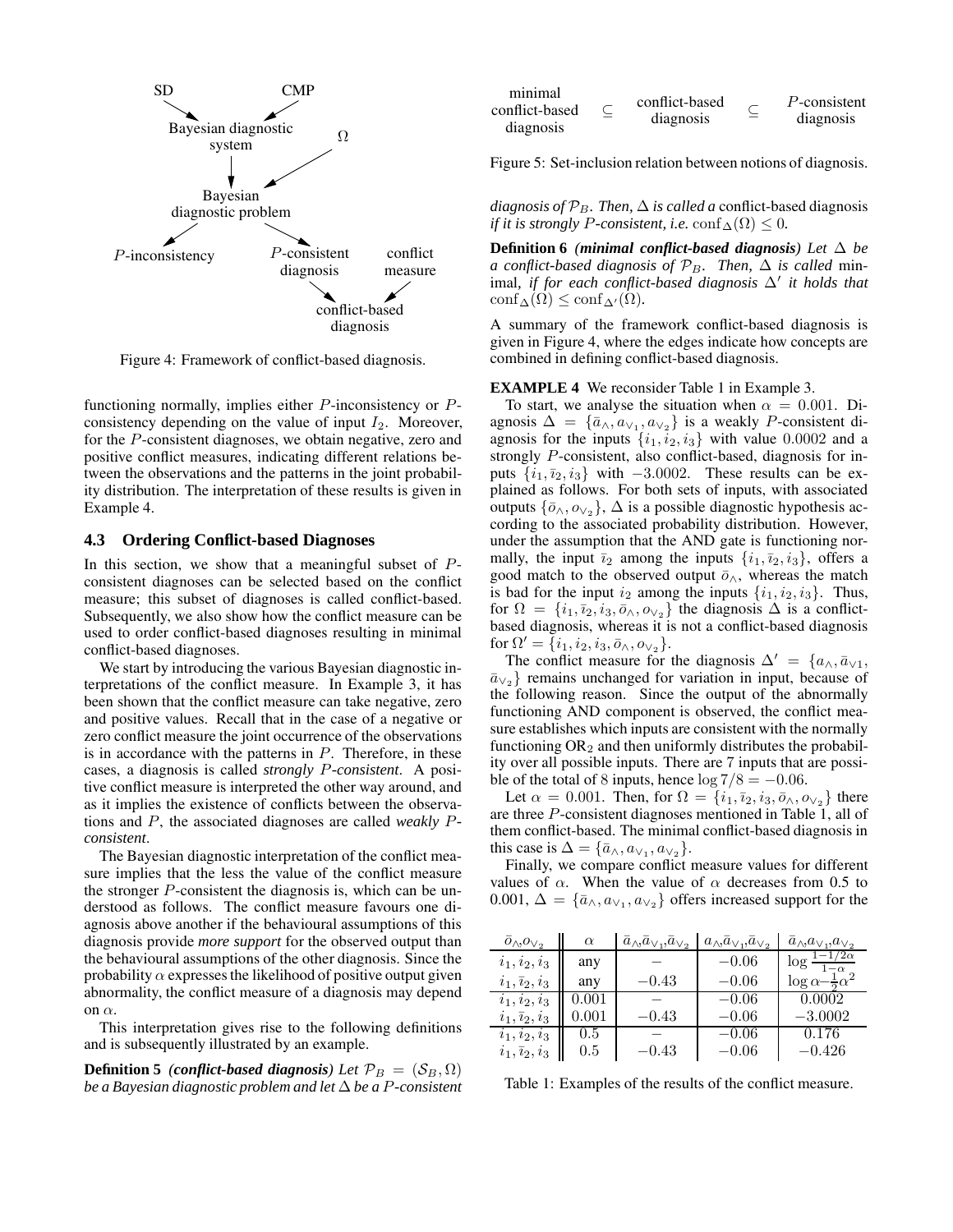SD → Bayesian diagnostic system ← CMP

Bayesian diagnostic system → Bayesian diagnostic problem ← Ω

Bayesian diagnostic problem → $P$-inconsistency; Bayesian diagnostic problem → $P$-consistent diagnosis

$P$-consistent diagnosis → conflict-based diagnosis ← conflict measure

Figure 4: Framework of conflict-based diagnosis.

functioning normally, implies either $P$-inconsistency or $P$-consistency depending on the value of input $I_2$. Moreover, for the $P$-consistent diagnoses, we obtain negative, zero and positive conflict measures, indicating different relations between the observations and the patterns in the joint probability distribution. The interpretation of these results is given in Example 4.

### 4.3 Ordering Conflict-based Diagnoses

In this section, we show that a meaningful subset of $P$-consistent diagnoses can be selected based on the conflict measure; this subset of diagnoses is called conflict-based. Subsequently, we also show how the conflict measure can be used to order conflict-based diagnoses resulting in minimal conflict-based diagnoses.

We start by introducing the various Bayesian diagnostic interpretations of the conflict measure. In Example 3, it has been shown that the conflict measure can take negative, zero and positive values. Recall that in the case of a negative or zero conflict measure the joint occurrence of the observations is in accordance with the patterns in $P$. Therefore, in these cases, a diagnosis is called *strongly $P$-consistent*. A positive conflict measure is interpreted the other way around, and as it implies the existence of conflicts between the observations and $P$, the associated diagnoses are called *weakly $P$-consistent*.

The Bayesian diagnostic interpretation of the conflict measure implies that the less the value of the conflict measure the stronger $P$-consistent the diagnosis is, which can be understood as follows. The conflict measure favours one diagnosis above another if the behavioural assumptions of this diagnosis provide *more support* for the observed output than the behavioural assumptions of the other diagnosis. Since the probability $\alpha$ expresses the likelihood of positive output given abnormality, the conflict measure of a diagnosis may depend on $\alpha$.

This interpretation gives rise to the following definitions and is subsequently illustrated by an example.

**Definition 5** ***(conflict-based diagnosis)*** *Let $\mathcal{P}_B = (\mathcal{S}_B, \Omega)$ be a Bayesian diagnostic problem and let $\Delta$ be a $P$-consistent diagnosis of $\mathcal{P}_B$. Then, $\Delta$ is called a* conflict-based diagnosis *if it is strongly $P$-consistent, i.e.* $\mathrm{conf}_\Delta(\Omega) \leq 0$.

| minimal conflict-based diagnosis | $\subseteq$ | conflict-based diagnosis | $\subseteq$ | $P$-consistent diagnosis |
|---|---|---|---|---|

Figure 5: Set-inclusion relation between notions of diagnosis.

**Definition 6** ***(minimal conflict-based diagnosis)*** *Let $\Delta$ be a conflict-based diagnosis of $\mathcal{P}_B$. Then, $\Delta$ is called* minimal*, if for each conflict-based diagnosis $\Delta'$ it holds that* $\mathrm{conf}_\Delta(\Omega) \leq \mathrm{conf}_{\Delta'}(\Omega)$.

A summary of the framework conflict-based diagnosis is given in Figure 4, where the edges indicate how concepts are combined in defining conflict-based diagnosis.

**EXAMPLE 4** We reconsider Table 1 in Example 3.

To start, we analyse the situation when $\alpha = 0.001$. Diagnosis $\Delta = \{\bar{a}_\wedge, a_{\vee_1}, a_{\vee_2}\}$ is a weakly $P$-consistent diagnosis for the inputs $\{i_1, i_2, i_3\}$ with value $0.0002$ and a strongly $P$-consistent, also conflict-based, diagnosis for inputs $\{i_1, \bar{\imath}_2, i_3\}$ with $-3.0002$. These results can be explained as follows. For both sets of inputs, with associated outputs $\{\bar{o}_\wedge, o_{\vee_2}\}$, $\Delta$ is a possible diagnostic hypothesis according to the associated probability distribution. However, under the assumption that the AND gate is functioning normally, the input $\bar{\imath}_2$ among the inputs $\{i_1, \bar{\imath}_2, i_3\}$, offers a good match to the observed output $\bar{o}_\wedge$, whereas the match is bad for the input $i_2$ among the inputs $\{i_1, i_2, i_3\}$. Thus, for $\Omega = \{i_1, \bar{\imath}_2, i_3, \bar{o}_\wedge, o_{\vee_2}\}$ the diagnosis $\Delta$ is a conflict-based diagnosis, whereas it is not a conflict-based diagnosis for $\Omega' = \{i_1, i_2, i_3, \bar{o}_\wedge, o_{\vee_2}\}$.

The conflict measure for the diagnosis $\Delta' = \{a_\wedge, \bar{a}_{\vee 1}, \bar{a}_{\vee_2}\}$ remains unchanged for variation in input, because of the following reason. Since the output of the abnormally functioning AND component is observed, the conflict measure establishes which inputs are consistent with the normally functioning $\mathrm{OR}_2$ and then uniformly distributes the probability over all possible inputs. There are 7 inputs that are possible of the total of 8 inputs, hence $\log 7/8 = -0.06$.

Let $\alpha = 0.001$. Then, for $\Omega = \{i_1, \bar{\imath}_2, i_3, \bar{o}_\wedge, o_{\vee_2}\}$ there are three $P$-consistent diagnoses mentioned in Table 1, all of them conflict-based. The minimal conflict-based diagnosis in this case is $\Delta = \{\bar{a}_\wedge, a_{\vee_1}, a_{\vee_2}\}$.

Finally, we compare conflict measure values for different values of $\alpha$. When the value of $\alpha$ decreases from 0.5 to 0.001, $\Delta = \{\bar{a}_\wedge, a_{\vee_1}, a_{\vee_2}\}$ offers increased support for the

| $\bar{o}_\wedge, o_{\vee_2}$ | $\alpha$ | $\bar{a}_\wedge, \bar{a}_{\vee_1}, \bar{a}_{\vee_2}$ | $a_\wedge, \bar{a}_{\vee_1}, \bar{a}_{\vee_2}$ | $\bar{a}_\wedge, a_{\vee_1}, a_{\vee_2}$ |
|---|---|---|---|---|
| $i_1, i_2, i_3$ | any | $-$ | $-0.06$ | $\log \frac{1-1/2\alpha}{1-\alpha}$ |
| $i_1, \bar{\imath}_2, i_3$ | any | $-0.43$ | $-0.06$ | $\log \alpha - \frac{1}{2}\alpha^2$ |
| $i_1, i_2, i_3$ | 0.001 | $-$ | $-0.06$ | 0.0002 |
| $i_1, \bar{\imath}_2, i_3$ | 0.001 | $-0.43$ | $-0.06$ | $-3.0002$ |
| $i_1, i_2, i_3$ | 0.5 | $-$ | $-0.06$ | 0.176 |
| $i_1, \bar{\imath}_2, i_3$ | 0.5 | $-0.43$ | $-0.06$ | $-0.426$ |

Table 1: Examples of the results of the conflict measure.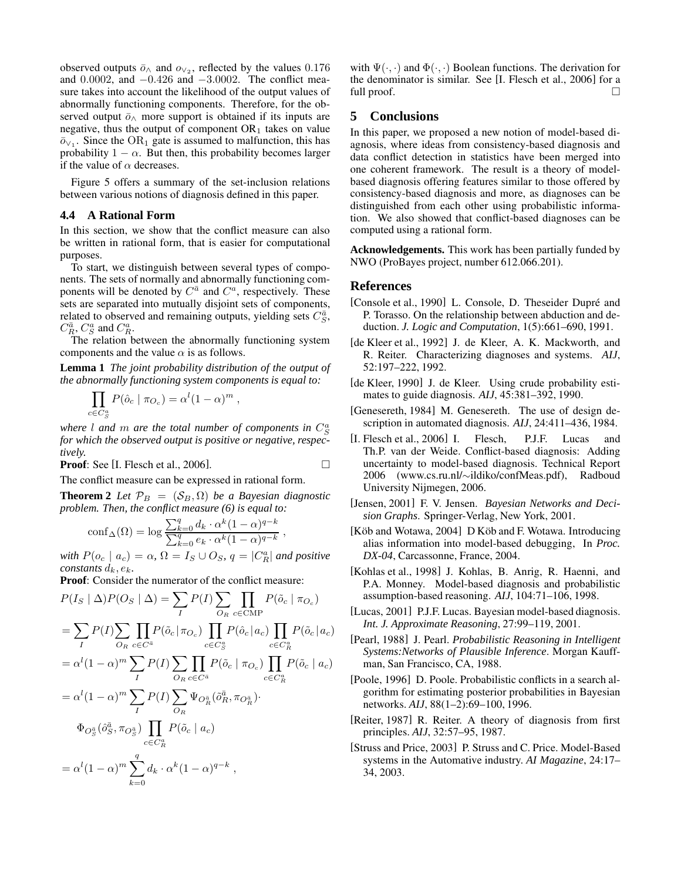observed outputs $\bar{o}_\wedge$ and $o_{\vee_2}$, reflected by the values $0.176$ and $0.0002$, and $-0.426$ and $-3.0002$. The conflict measure takes into account the likelihood of the output values of abnormally functioning components. Therefore, for the observed output $\bar{o}_\wedge$ more support is obtained if its inputs are negative, thus the output of component $\text{OR}_1$ takes on value $\bar{o}_{\vee_1}$. Since the $\text{OR}_1$ gate is assumed to malfunction, this has probability $1 - \alpha$. But then, this probability becomes larger if the value of $\alpha$ decreases.

Figure 5 offers a summary of the set-inclusion relations between various notions of diagnosis defined in this paper.

### 4.4 A Rational Form

In this section, we show that the conflict measure can also be written in rational form, that is easier for computational purposes.

To start, we distinguish between several types of components. The sets of normally and abnormally functioning components will be denoted by $C^{\bar{a}}$ and $C^{a}$, respectively. These sets are separated into mutually disjoint sets of components, related to observed and remaining outputs, yielding sets $C^{\bar{a}}_S$, $C^{\bar{a}}_R$, $C^{a}_S$ and $C^{a}_R$.

The relation between the abnormally functioning system components and the value $\alpha$ is as follows.

**Lemma 1** *The joint probability distribution of the output of the abnormally functioning system components is equal to:*

$$\prod_{c \in C^a_S} P(\hat{o}_c \mid \pi_{O_c}) = \alpha^l (1-\alpha)^m \; ,$$

*where $l$ and $m$ are the total number of components in $C^a_S$ for which the observed output is positive or negative, respectively.*

**Proof**: See [I. Flesch et al., 2006]. □

The conflict measure can be expressed in rational form.

**Theorem 2** *Let $\mathcal{P}_B = (\mathcal{S}_B, \Omega)$ be a Bayesian diagnostic problem. Then, the conflict measure (6) is equal to:*

$$\text{conf}_\Delta(\Omega) = \log \frac{\sum_{k=0}^{q} d_k \cdot \alpha^k (1-\alpha)^{q-k}}{\sum_{k=0}^{q} e_k \cdot \alpha^k (1-\alpha)^{q-k}} \; ,$$

*with $P(o_c \mid a_c) = \alpha$, $\Omega = I_S \cup O_S$, $q = |C^a_R|$ and positive constants $d_k, e_k$.*

**Proof**: Consider the numerator of the conflict measure:

$$P(I_S \mid \Delta) P(O_S \mid \Delta) = \sum_I P(I) \sum_{O_R} \prod_{c \in \text{CMP}} P(\tilde{o}_c \mid \pi_{O_c})$$

$$= \sum_I P(I) \sum_{O_R} \prod_{c \in C^{\bar{a}}} P(\tilde{o}_c \mid \pi_{O_c}) \prod_{c \in C^a_S} P(\hat{o}_c \mid a_c) \prod_{c \in C^a_R} P(\tilde{o}_c \mid a_c)$$

$$= \alpha^l (1-\alpha)^m \sum_I P(I) \sum_{O_R} \prod_{c \in C^{\bar{a}}} P(\tilde{o}_c \mid \pi_{O_c}) \prod_{c \in C^a_R} P(\tilde{o}_c \mid a_c)$$

$$= \alpha^l (1-\alpha)^m \sum_I P(I) \sum_{O_R} \Psi_{O^{\bar{a}}_R}(\tilde{o}^{\bar{a}}_R, \pi_{O^{\bar{a}}_R}) \cdot$$

$$\Phi_{O^{\bar{a}}_S}(\hat{o}^{\bar{a}}_S, \pi_{O^{\bar{a}}_S}) \prod_{c \in C^a_R} P(\tilde{o}_c \mid a_c)$$

$$= \alpha^l (1-\alpha)^m \sum_{k=0}^{q} d_k \cdot \alpha^k (1-\alpha)^{q-k} \; ,$$

with $\Psi(\cdot,\cdot)$ and $\Phi(\cdot,\cdot)$ Boolean functions. The derivation for the denominator is similar. See [I. Flesch et al., 2006] for a full proof. □

## 5 Conclusions

In this paper, we proposed a new notion of model-based diagnosis, where ideas from consistency-based diagnosis and data conflict detection in statistics have been merged into one coherent framework. The result is a theory of model-based diagnosis offering features similar to those offered by consistency-based diagnosis and more, as diagnoses can be distinguished from each other using probabilistic information. We also showed that conflict-based diagnoses can be computed using a rational form.

**Acknowledgements.** This work has been partially funded by NWO (ProBayes project, number 612.066.201).

## References

[Console et al., 1990] L. Console, D. Theseider Dupré and P. Torasso. On the relationship between abduction and deduction. *J. Logic and Computation*, 1(5):661–690, 1991.

[de Kleer et al., 1992] J. de Kleer, A. K. Mackworth, and R. Reiter. Characterizing diagnoses and systems. *AIJ*, 52:197–222, 1992.

[de Kleer, 1990] J. de Kleer. Using crude probability estimates to guide diagnosis. *AIJ*, 45:381–392, 1990.

[Genesereth, 1984] M. Genesereth. The use of design description in automated diagnosis. *AIJ*, 24:411–436, 1984.

[I. Flesch et al., 2006] I. Flesch, P.J.F. Lucas and Th.P. van der Weide. Conflict-based diagnosis: Adding uncertainty to model-based diagnosis. Technical Report 2006 (www.cs.ru.nl/∼ildiko/confMeas.pdf), Radboud University Nijmegen, 2006.

[Jensen, 2001] F. V. Jensen. *Bayesian Networks and Decision Graphs*. Springer-Verlag, New York, 2001.

[Köb and Wotawa, 2004] D Köb and F. Wotawa. Introducing alias information into model-based debugging, In *Proc. DX-04*, Carcassonne, France, 2004.

[Kohlas et al., 1998] J. Kohlas, B. Anrig, R. Haenni, and P.A. Monney. Model-based diagnosis and probabilistic assumption-based reasoning. *AIJ*, 104:71–106, 1998.

[Lucas, 2001] P.J.F. Lucas. Bayesian model-based diagnosis. *Int. J. Approximate Reasoning*, 27:99–119, 2001.

[Pearl, 1988] J. Pearl. *Probabilistic Reasoning in Intelligent Systems:Networks of Plausible Inference*. Morgan Kauffman, San Francisco, CA, 1988.

[Poole, 1996] D. Poole. Probabilistic conflicts in a search algorithm for estimating posterior probabilities in Bayesian networks. *AIJ*, 88(1–2):69–100, 1996.

[Reiter, 1987] R. Reiter. A theory of diagnosis from first principles. *AIJ*, 32:57–95, 1987.

[Struss and Price, 2003] P. Struss and C. Price. Model-Based systems in the Automative industry. *AI Magazine*, 24:17–34, 2003.